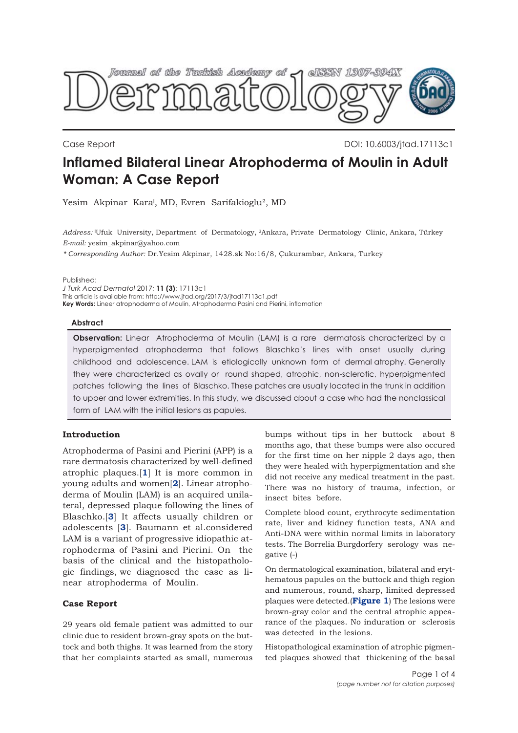Case Report

DOI: 10.6003/jtad.17113c1

# Inflamed Bilateral Linear Atrophoderma of Moulin in Adult Woman: A Case Report

Yesim Akpinar Kara[1], MD, Evren Sarifakioglu[2], MD

*Address:* [1]Ufuk University, Department of Dermatology, [2]Ankara, Private Dermatology Clinic, Ankara, Türkey
*E-mail:* yesim_akpinar@yahoo.com
*\* Corresponding Author:* Dr.Yesim Akpinar, 1428.sk No:16/8, Çukurambar, Ankara, Turkey

Published:
*J Turk Acad Dermatol* 2017; **11 (3)**: 17113c1
This article is available from: http://www.jtad.org/2017/3/jtad17113c1.pdf
**Key Words:** Lineer atrophoderma of Moulin, Atrophoderma Pasini and Pierini, inflamation

### Abstract

**Observation:** Linear Atrophoderma of Moulin (LAM) is a rare dermatosis characterized by a hyperpigmented atrophoderma that follows Blaschko's lines with onset usually during childhood and adolescence. LAM is etiologically unknown form of dermal atrophy. Generally they were characterized as ovally or round shaped, atrophic, non-sclerotic, hyperpigmented patches following the lines of Blaschko. These patches are usually located in the trunk in addition to upper and lower extremities. In this study, we discussed about a case who had the nonclassical form of LAM with the initial lesions as papules.

## Introduction

Atrophoderma of Pasini and Pierini (APP) is a rare dermatosis characterized by well-defined atrophic plaques.[1] It is more common in young adults and women[2]. Linear atrophoderma of Moulin (LAM) is an acquired unilateral, depressed plaque following the lines of Blaschko.[3] It affects usually children or adolescents [3]. Baumann et al.considered LAM is a variant of progressive idiopathic atrophoderma of Pasini and Pierini. On the basis of the clinical and the histopathologic findings, we diagnosed the case as linear atrophoderma of Moulin.

## Case Report

29 years old female patient was admitted to our clinic due to resident brown-gray spots on the buttock and both thighs. It was learned from the story that her complaints started as small, numerous bumps without tips in her buttock about 8 months ago, that these bumps were also occured for the first time on her nipple 2 days ago, then they were healed with hyperpigmentation and she did not receive any medical treatment in the past. There was no history of trauma, infection, or insect bites before.

Complete blood count, erythrocyte sedimentation rate, liver and kidney function tests, ANA and Anti-DNA were within normal limits in laboratory tests. The Borrelia Burgdorfery serology was negative (-)

On dermatological examination, bilateral and erythematous papules on the buttock and thigh region and numerous, round, sharp, limited depressed plaques were detected.(**Figure 1**) The lesions were brown-gray color and the central atrophic appearance of the plaques. No induration or sclerosis was detected in the lesions.

Histopathological examination of atrophic pigmented plaques showed that thickening of the basal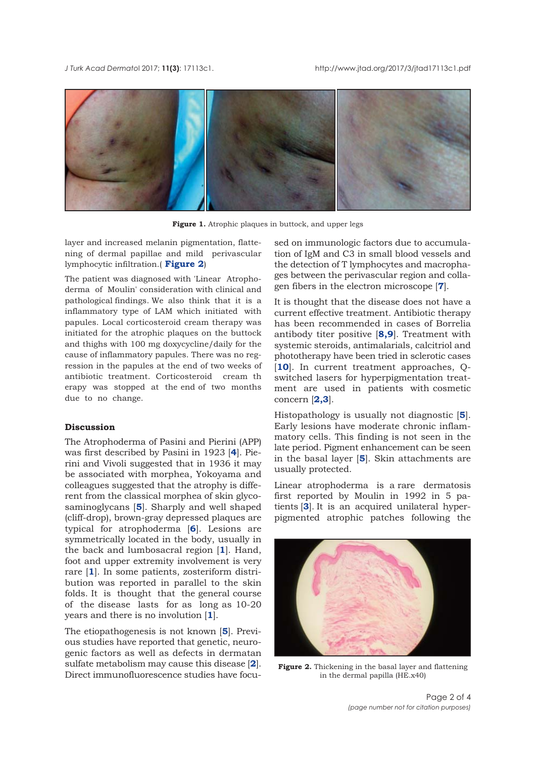**Figure 1.** Atrophic plaques in buttock, and upper legs

layer and increased melanin pigmentation, flattening of dermal papillae and mild perivascular lymphocytic infiltration.( **Figure 2**)

The patient was diagnosed with 'Linear Atrophoderma of Moulin' consideration with clinical and pathological findings. We also think that it is a inflammatory type of LAM which initiated with papules. Local corticosteroid cream therapy was initiated for the atrophic plaques on the buttock and thighs with 100 mg doxycycline/daily for the cause of inflammatory papules. There was no regression in the papules at the end of two weeks of antibiotic treatment. Corticosteroid cream therapy was stopped at the end of two months due to no change.

## Discussion

The Atrophoderma of Pasini and Pierini (APP) was first described by Pasini in 1923 [4]. Pierini and Vivoli suggested that in 1936 it may be associated with morphea, Yokoyama and colleagues suggested that the atrophy is different from the classical morphea of skin glycosaminoglycans [5]. Sharply and well shaped (cliff-drop), brown-gray depressed plaques are typical for atrophoderma [6]. Lesions are symmetrically located in the body, usually in the back and lumbosacral region [1]. Hand, foot and upper extremity involvement is very rare [1]. In some patients, zosteriform distribution was reported in parallel to the skin folds. It is thought that the general course of the disease lasts for as long as 10-20 years and there is no involution [1].

The etiopathogenesis is not known [5]. Previous studies have reported that genetic, neurogenic factors as well as defects in dermatan sulfate metabolism may cause this disease [2]. Direct immunofluorescence studies have focused on immunologic factors due to accumulation of IgM and C3 in small blood vessels and the detection of T lymphocytes and macrophages between the perivascular region and collagen fibers in the electron microscope [7].

It is thought that the disease does not have a current effective treatment. Antibiotic therapy has been recommended in cases of Borrelia antibody titer positive [8,9]. Treatment with systemic steroids, antimalarials, calcitriol and phototherapy have been tried in sclerotic cases [10]. In current treatment approaches, Q-switched lasers for hyperpigmentation treatment are used in patients with cosmetic concern [2,3].

Histopathology is usually not diagnostic [5]. Early lesions have moderate chronic inflammatory cells. This finding is not seen in the late period. Pigment enhancement can be seen in the basal layer [5]. Skin attachments are usually protected.

Linear atrophoderma is a rare dermatosis first reported by Moulin in 1992 in 5 patients [3]. It is an acquired unilateral hyperpigmented atrophic patches following the

**Figure 2.** Thickening in the basal layer and flattening in the dermal papilla (HE.x40)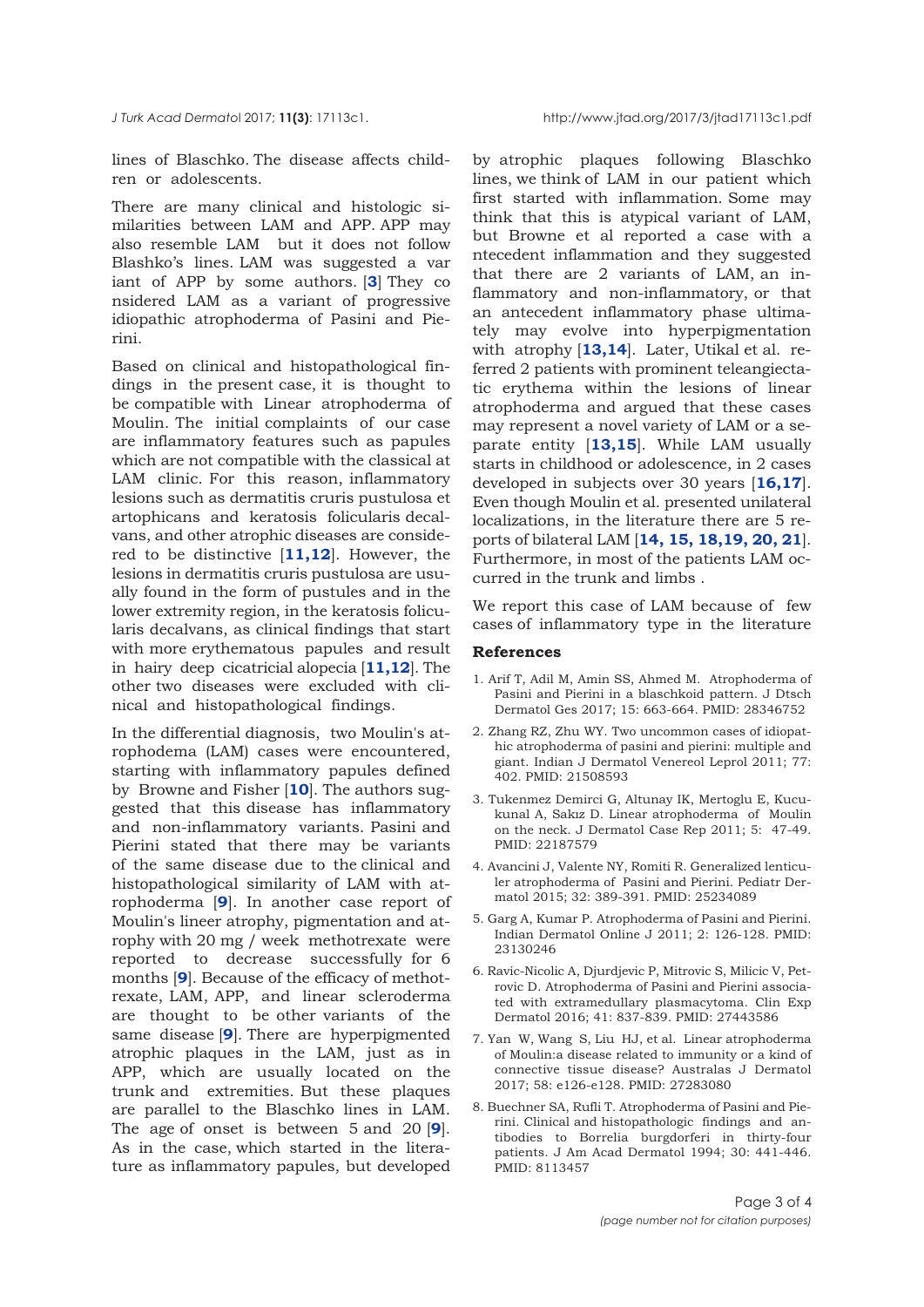lines of Blaschko. The disease affects children or adolescents.

There are many clinical and histologic similarities between LAM and APP. APP may also resemble LAM but it does not follow Blashko's lines. LAM was suggested a variant of APP by some authors. [**3**] They considered LAM as a variant of progressive idiopathic atrophoderma of Pasini and Pierini.

Based on clinical and histopathological findings in the present case, it is thought to be compatible with Linear atrophoderma of Moulin. The initial complaints of our case are inflammatory features such as papules which are not compatible with the classical at LAM clinic. For this reason, inflammatory lesions such as dermatitis cruris pustulosa et artophicans and keratosis folicularis decalvans, and other atrophic diseases are considered to be distinctive [**11,12**]. However, the lesions in dermatitis cruris pustulosa are usually found in the form of pustules and in the lower extremity region, in the keratosis folicularis decalvans, as clinical findings that start with more erythematous papules and result in hairy deep cicatricial alopecia [**11,12**]. The other two diseases were excluded with clinical and histopathological findings.

In the differential diagnosis, two Moulin's atrophodema (LAM) cases were encountered, starting with inflammatory papules defined by Browne and Fisher [**10**]. The authors suggested that this disease has inflammatory and non-inflammatory variants. Pasini and Pierini stated that there may be variants of the same disease due to the clinical and histopathological similarity of LAM with atrophoderma [**9**]. In another case report of Moulin's lineer atrophy, pigmentation and atrophy with 20 mg / week methotrexate were reported to decrease successfully for 6 months [**9**]. Because of the efficacy of methotrexate, LAM, APP, and linear scleroderma are thought to be other variants of the same disease [**9**]. There are hyperpigmented atrophic plaques in the LAM, just as in APP, which are usually located on the trunk and extremities. But these plaques are parallel to the Blaschko lines in LAM. The age of onset is between 5 and 20 [**9**]. As in the case, which started in the literature as inflammatory papules, but developed by atrophic plaques following Blaschko lines, we think of LAM in our patient which first started with inflammation. Some may think that this is atypical variant of LAM, but Browne et al reported a case with antecedent inflammation and they suggested that there are 2 variants of LAM, an inflammatory and non-inflammatory, or that an antecedent inflammatory phase ultimately may evolve into hyperpigmentation with atrophy [**13,14**]. Later, Utikal et al. referred 2 patients with prominent teleangiectatic erythema within the lesions of linear atrophoderma and argued that these cases may represent a novel variety of LAM or a separate entity [**13,15**]. While LAM usually starts in childhood or adolescence, in 2 cases developed in subjects over 30 years [**16,17**]. Even though Moulin et al. presented unilateral localizations, in the literature there are 5 reports of bilateral LAM [**14, 15, 18,19, 20, 21**]. Furthermore, in most of the patients LAM occurred in the trunk and limbs .

We report this case of LAM because of few cases of inflammatory type in the literature

## References

1. Arif T, Adil M, Amin SS, Ahmed M. Atrophoderma of Pasini and Pierini in a blaschkoid pattern. J Dtsch Dermatol Ges 2017; 15: 663-664. PMID: 28346752
2. Zhang RZ, Zhu WY. Two uncommon cases of idiopathic atrophoderma of pasini and pierini: multiple and giant. Indian J Dermatol Venereol Leprol 2011; 77: 402. PMID: 21508593
3. Tukenmez Demirci G, Altunay IK, Mertoglu E, Kucukunal A, Sakız D. Linear atrophoderma of Moulin on the neck. J Dermatol Case Rep 2011; 5: 47-49. PMID: 22187579
4. Avancini J, Valente NY, Romiti R. Generalized lenticuler atrophoderma of Pasini and Pierini. Pediatr Dermatol 2015; 32: 389-391. PMID: 25234089
5. Garg A, Kumar P. Atrophoderma of Pasini and Pierini. Indian Dermatol Online J 2011; 2: 126-128. PMID: 23130246
6. Ravic-Nicolic A, Djurdjevic P, Mitrovic S, Milicic V, Petrovic D. Atrophoderma of Pasini and Pierini associated with extramedullary plasmacytoma. Clin Exp Dermatol 2016; 41: 837-839. PMID: 27443586
7. Yan W, Wang S, Liu HJ, et al. Linear atrophoderma of Moulin:a disease related to immunity or a kind of connective tissue disease? Australas J Dermatol 2017; 58: e126-e128. PMID: 27283080
8. Buechner SA, Rufli T. Atrophoderma of Pasini and Pierini. Clinical and histopathologic findings and antibodies to Borrelia burgdorferi in thirty-four patients. J Am Acad Dermatol 1994; 30: 441-446. PMID: 8113457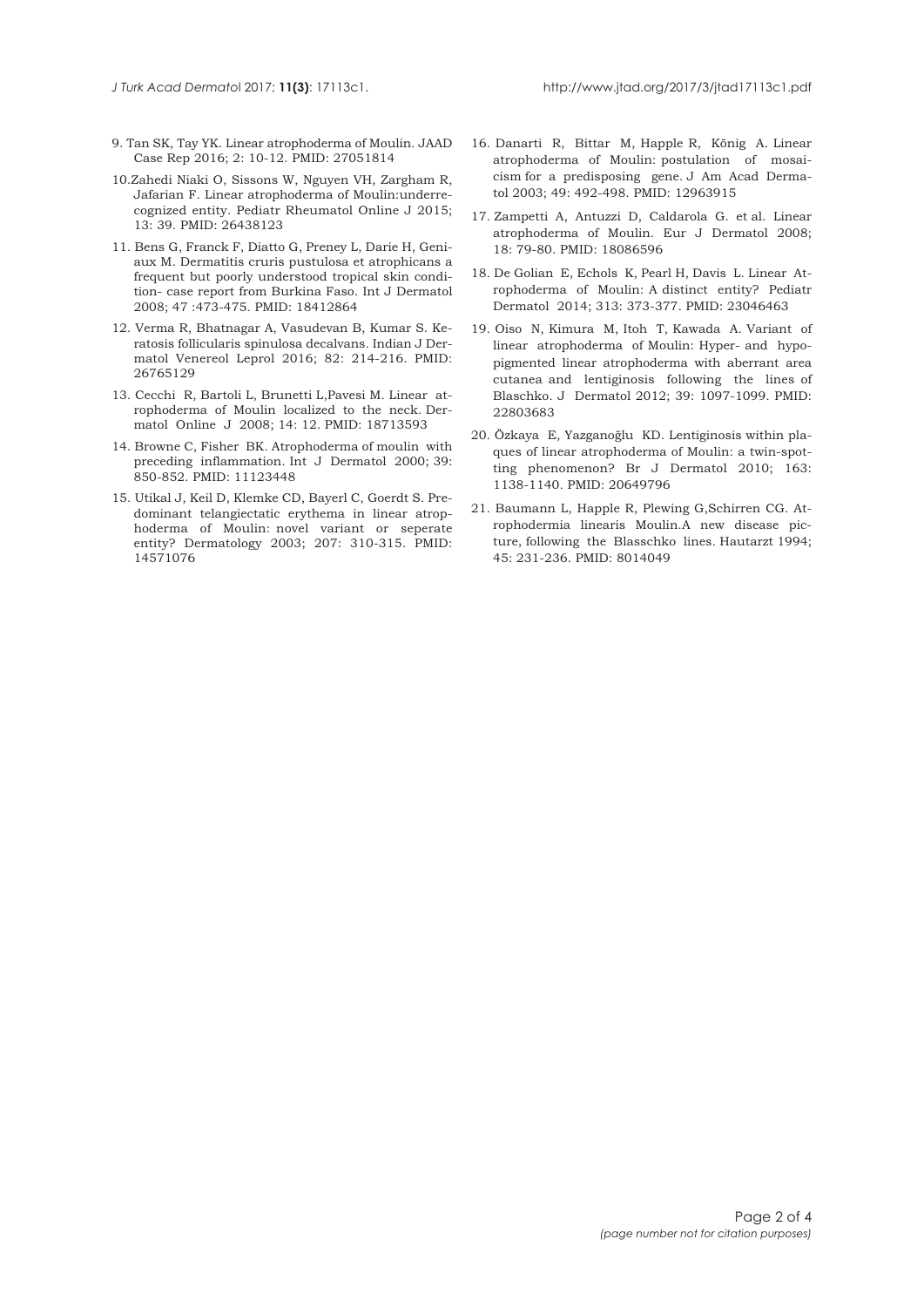9. Tan SK, Tay YK. Linear atrophoderma of Moulin. JAAD Case Rep 2016; 2: 10-12. PMID: 27051814

10. Zahedi Niaki O, Sissons W, Nguyen VH, Zargham R, Jafarian F. Linear atrophoderma of Moulin:underrecognized entity. Pediatr Rheumatol Online J 2015; 13: 39. PMID: 26438123

11. Bens G, Franck F, Diatto G, Preney L, Darie H, Geniaux M. Dermatitis cruris pustulosa et atrophicans a frequent but poorly understood tropical skin condition- case report from Burkina Faso. Int J Dermatol 2008; 47 :473-475. PMID: 18412864

12. Verma R, Bhatnagar A, Vasudevan B, Kumar S. Keratosis follicularis spinulosa decalvans. Indian J Dermatol Venereol Leprol 2016; 82: 214-216. PMID: 26765129

13. Cecchi R, Bartoli L, Brunetti L,Pavesi M. Linear atrophoderma of Moulin localized to the neck. Dermatol Online J 2008; 14: 12. PMID: 18713593

14. Browne C, Fisher BK. Atrophoderma of moulin with preceding inflammation. Int J Dermatol 2000; 39: 850-852. PMID: 11123448

15. Utikal J, Keil D, Klemke CD, Bayerl C, Goerdt S. Predominant telangiectatic erythema in linear atrophoderma of Moulin: novel variant or seperate entity? Dermatology 2003; 207: 310-315. PMID: 14571076

16. Danarti R, Bittar M, Happle R, König A. Linear atrophoderma of Moulin: postulation of mosaicism for a predisposing gene. J Am Acad Dermatol 2003; 49: 492-498. PMID: 12963915

17. Zampetti A, Antuzzi D, Caldarola G. et al. Linear atrophoderma of Moulin. Eur J Dermatol 2008; 18: 79-80. PMID: 18086596

18. De Golian E, Echols K, Pearl H, Davis L. Linear Atrophoderma of Moulin: A distinct entity? Pediatr Dermatol 2014; 313: 373-377. PMID: 23046463

19. Oiso N, Kimura M, Itoh T, Kawada A. Variant of linear atrophoderma of Moulin: Hyper- and hypopigmented linear atrophoderma with aberrant area cutanea and lentiginosis following the lines of Blaschko. J Dermatol 2012; 39: 1097-1099. PMID: 22803683

20. Özkaya E, Yazganoğlu KD. Lentiginosis within plaques of linear atrophoderma of Moulin: a twin-spotting phenomenon? Br J Dermatol 2010; 163: 1138-1140. PMID: 20649796

21. Baumann L, Happle R, Plewing G,Schirren CG. Atrophodermia linearis Moulin.A new disease picture, following the Blasschko lines. Hautarzt 1994; 45: 231-236. PMID: 8014049